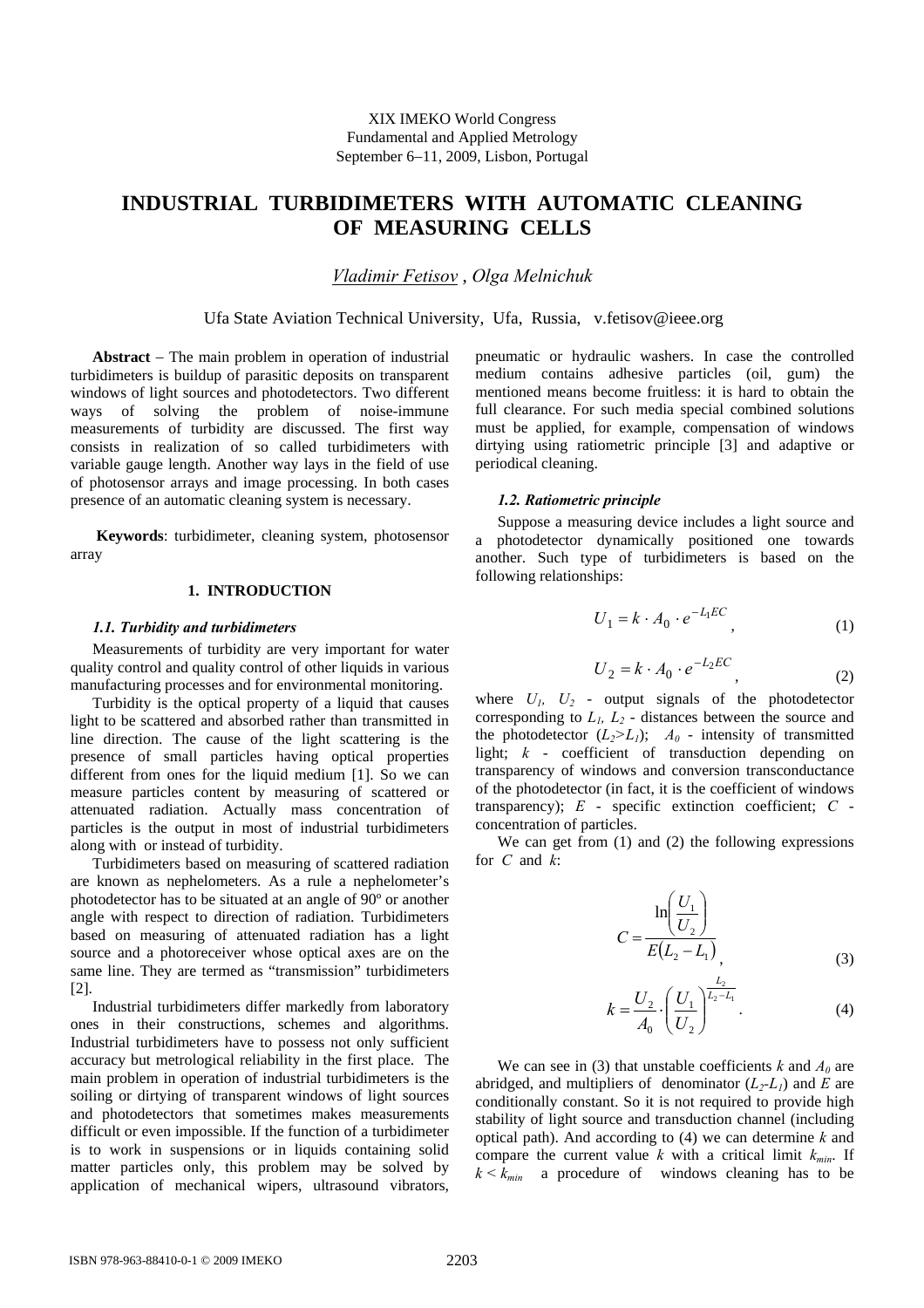XIX IMEKO World Congress
Fundamental and Applied Metrology
September 6–11, 2009, Lisbon, Portugal

# INDUSTRIAL TURBIDIMETERS WITH AUTOMATIC CLEANING OF MEASURING CELLS

*Vladimir Fetisov* , *Olga Melnichuk*

Ufa State Aviation Technical University, Ufa, Russia, v.fetisov@ieee.org

**Abstract** – The main problem in operation of industrial turbidimeters is buildup of parasitic deposits on transparent windows of light sources and photodetectors. Two different ways of solving the problem of noise-immune measurements of turbidity are discussed. The first way consists in realization of so called turbidimeters with variable gauge length. Another way lays in the field of use of photosensor arrays and image processing. In both cases presence of an automatic cleaning system is necessary.

**Keywords**: turbidimeter, cleaning system, photosensor array

## 1. INTRODUCTION

### *1.1. Turbidity and turbidimeters*

Measurements of turbidity are very important for water quality control and quality control of other liquids in various manufacturing processes and for environmental monitoring.

Turbidity is the optical property of a liquid that causes light to be scattered and absorbed rather than transmitted in line direction. The cause of the light scattering is the presence of small particles having optical properties different from ones for the liquid medium [1]. So we can measure particles content by measuring of scattered or attenuated radiation. Actually mass concentration of particles is the output in most of industrial turbidimeters along with or instead of turbidity.

Turbidimeters based on measuring of scattered radiation are known as nephelometers. As a rule a nephelometer's photodetector has to be situated at an angle of 90º or another angle with respect to direction of radiation. Turbidimeters based on measuring of attenuated radiation has a light source and a photoreceiver whose optical axes are on the same line. They are termed as "transmission" turbidimeters [2].

Industrial turbidimeters differ markedly from laboratory ones in their constructions, schemes and algorithms. Industrial turbidimeters have to possess not only sufficient accuracy but metrological reliability in the first place. The main problem in operation of industrial turbidimeters is the soiling or dirtying of transparent windows of light sources and photodetectors that sometimes makes measurements difficult or even impossible. If the function of a turbidimeter is to work in suspensions or in liquids containing solid matter particles only, this problem may be solved by application of mechanical wipers, ultrasound vibrators, pneumatic or hydraulic washers. In case the controlled medium contains adhesive particles (oil, gum) the mentioned means become fruitless: it is hard to obtain the full clearance. For such media special combined solutions must be applied, for example, compensation of windows dirtying using ratiometric principle [3] and adaptive or periodical cleaning.

### *1.2. Ratiometric principle*

Suppose a measuring device includes a light source and a photodetector dynamically positioned one towards another. Such type of turbidimeters is based on the following relationships:

$$U_1 = k \cdot A_0 \cdot e^{-L_1 EC}, \tag{1}$$

$$U_2 = k \cdot A_0 \cdot e^{-L_2 EC}, \tag{2}$$

where $U_1$, $U_2$ - output signals of the photodetector corresponding to $L_1$, $L_2$ - distances between the source and the photodetector ($L_2 > L_1$); $A_0$ - intensity of transmitted light; $k$ - coefficient of transduction depending on transparency of windows and conversion transconductance of the photodetector (in fact, it is the coefficient of windows transparency); $E$ - specific extinction coefficient; $C$ - concentration of particles.

We can get from (1) and (2) the following expressions for $C$ and $k$:

$$C = \frac{\ln\left(\dfrac{U_1}{U_2}\right)}{E(L_2 - L_1)}, \tag{3}$$

$$k = \frac{U_2}{A_0} \cdot \left(\frac{U_1}{U_2}\right)^{\frac{L_2}{L_2 - L_1}}. \tag{4}$$

We can see in (3) that unstable coefficients $k$ and $A_0$ are abridged, and multipliers of denominator ($L_2$-$L_1$) and $E$ are conditionally constant. So it is not required to provide high stability of light source and transduction channel (including optical path). And according to (4) we can determine $k$ and compare the current value $k$ with a critical limit $k_{min}$. If $k < k_{min}$ a procedure of windows cleaning has to be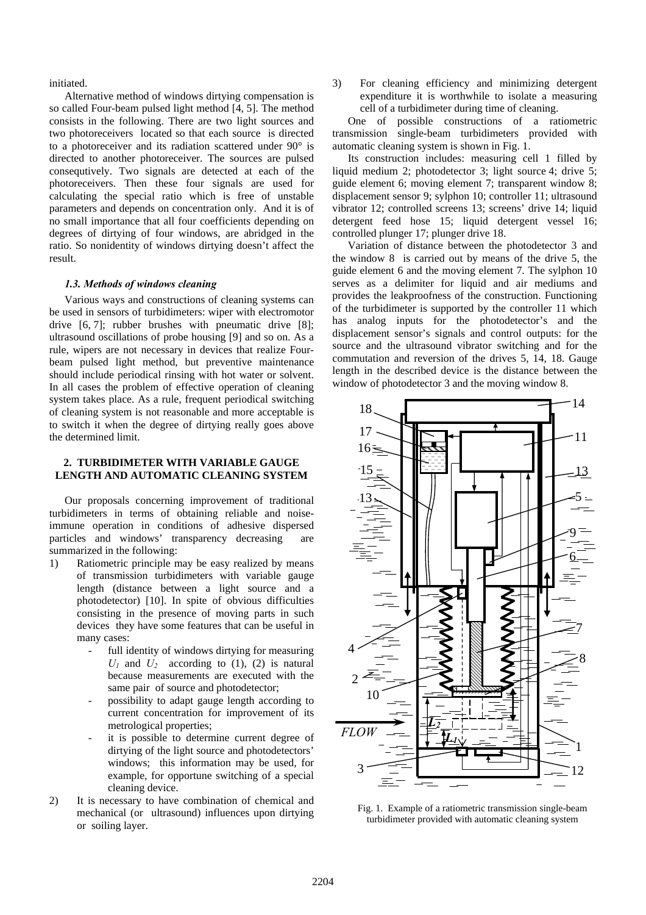initiated.

Alternative method of windows dirtying compensation is so called Four-beam pulsed light method [4, 5]. The method consists in the following. There are two light sources and two photoreceivers located so that each source is directed to a photoreceiver and its radiation scattered under 90° is directed to another photoreceiver. The sources are pulsed consequtively. Two signals are detected at each of the photoreceivers. Then these four signals are used for calculating the special ratio which is free of unstable parameters and depends on concentration only. And it is of no small importance that all four coefficients depending on degrees of dirtying of four windows, are abridged in the ratio. So nonidentity of windows dirtying doesn't affect the result.

### *1.3. Methods of windows cleaning*

Various ways and constructions of cleaning systems can be used in sensors of turbidimeters: wiper with electromotor drive [6, 7]; rubber brushes with pneumatic drive [8]; ultrasound oscillations of probe housing [9] and so on. As a rule, wipers are not necessary in devices that realize Four-beam pulsed light method, but preventive maintenance should include periodical rinsing with hot water or solvent. In all cases the problem of effective operation of cleaning system takes place. As a rule, frequent periodical switching of cleaning system is not reasonable and more acceptable is to switch it when the degree of dirtying really goes above the determined limit.

## 2. TURBIDIMETER WITH VARIABLE GAUGE LENGTH AND AUTOMATIC CLEANING SYSTEM

Our proposals concerning improvement of traditional turbidimeters in terms of obtaining reliable and noise-immune operation in conditions of adhesive dispersed particles and windows' transparency decreasing are summarized in the following:

1) Ratiometric principle may be easy realized by means of transmission turbidimeters with variable gauge length (distance between a light source and a photodetector) [10]. In spite of obvious difficulties consisting in the presence of moving parts in such devices they have some features that can be useful in many cases:
   - full identity of windows dirtying for measuring $U_1$ and $U_2$ according to (1), (2) is natural because measurements are executed with the same pair of source and photodetector;
   - possibility to adapt gauge length according to current concentration for improvement of its metrological properties;
   - it is possible to determine current degree of dirtying of the light source and photodetectors' windows; this information may be used, for example, for opportune switching of a special cleaning device.
2) It is necessary to have combination of chemical and mechanical (or ultrasound) influences upon dirtying or soiling layer.
3) For cleaning efficiency and minimizing detergent expenditure it is worthwhile to isolate a measuring cell of a turbidimeter during time of cleaning.

One of possible constructions of a ratiometric transmission single-beam turbidimeters provided with automatic cleaning system is shown in Fig. 1.

Its construction includes: measuring cell 1 filled by liquid medium 2; photodetector 3; light source 4; drive 5; guide element 6; moving element 7; transparent window 8; displacement sensor 9; sylphon 10; controller 11; ultrasound vibrator 12; controlled screens 13; screens' drive 14; liquid detergent feed hose 15; liquid detergent vessel 16; controlled plunger 17; plunger drive 18.

Variation of distance between the photodetector 3 and the window 8 is carried out by means of the drive 5, the guide element 6 and the moving element 7. The sylphon 10 serves as a delimiter for liquid and air mediums and provides the leakproofness of the construction. Functioning of the turbidimeter is supported by the controller 11 which has analog inputs for the photodetector's and the displacement sensor's signals and control outputs: for the source and the ultrasound vibrator switching and for the commutation and reversion of the drives 5, 14, 18. Gauge length in the described device is the distance between the window of photodetector 3 and the moving window 8.

Fig. 1. Example of a ratiometric transmission single-beam turbidimeter provided with automatic cleaning system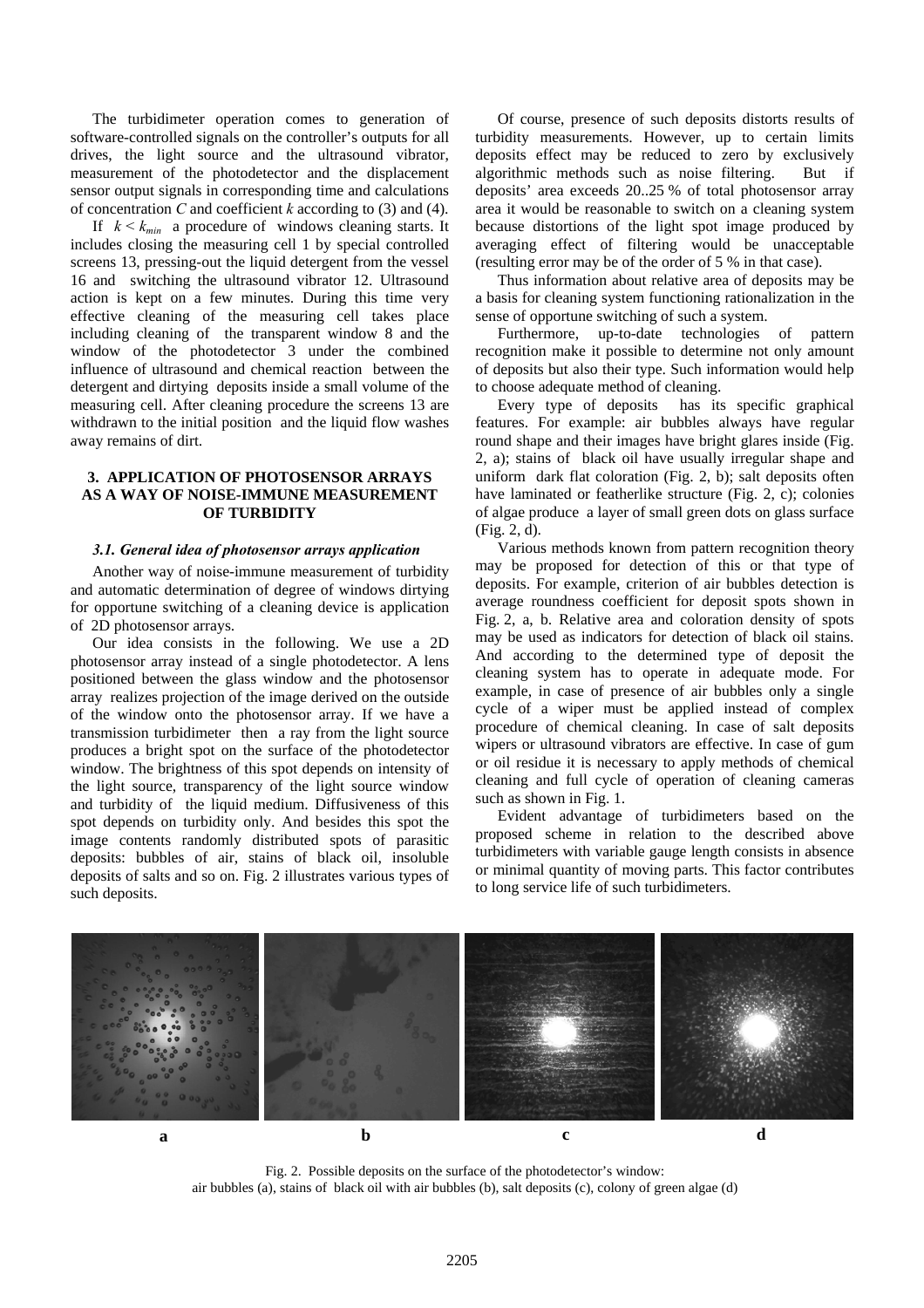The turbidimeter operation comes to generation of software-controlled signals on the controller's outputs for all drives, the light source and the ultrasound vibrator, measurement of the photodetector and the displacement sensor output signals in corresponding time and calculations of concentration $C$ and coefficient $k$ according to (3) and (4).

If $k < k_{min}$ a procedure of windows cleaning starts. It includes closing the measuring cell 1 by special controlled screens 13, pressing-out the liquid detergent from the vessel 16 and switching the ultrasound vibrator 12. Ultrasound action is kept on a few minutes. During this time very effective cleaning of the measuring cell takes place including cleaning of the transparent window 8 and the window of the photodetector 3 under the combined influence of ultrasound and chemical reaction between the detergent and dirtying deposits inside a small volume of the measuring cell. After cleaning procedure the screens 13 are withdrawn to the initial position and the liquid flow washes away remains of dirt.

## 3. APPLICATION OF PHOTOSENSOR ARRAYS AS A WAY OF NOISE-IMMUNE MEASUREMENT OF TURBIDITY

### *3.1. General idea of photosensor arrays application*

Another way of noise-immune measurement of turbidity and automatic determination of degree of windows dirtying for opportune switching of a cleaning device is application of 2D photosensor arrays.

Our idea consists in the following. We use a 2D photosensor array instead of a single photodetector. A lens positioned between the glass window and the photosensor array realizes projection of the image derived on the outside of the window onto the photosensor array. If we have a transmission turbidimeter then a ray from the light source produces a bright spot on the surface of the photodetector window. The brightness of this spot depends on intensity of the light source, transparency of the light source window and turbidity of the liquid medium. Diffusiveness of this spot depends on turbidity only. And besides this spot the image contents randomly distributed spots of parasitic deposits: bubbles of air, stains of black oil, insoluble deposits of salts and so on. Fig. 2 illustrates various types of such deposits.

Of course, presence of such deposits distorts results of turbidity measurements. However, up to certain limits deposits effect may be reduced to zero by exclusively algorithmic methods such as noise filtering. But if deposits' area exceeds 20..25 % of total photosensor array area it would be reasonable to switch on a cleaning system because distortions of the light spot image produced by averaging effect of filtering would be unacceptable (resulting error may be of the order of 5 % in that case).

Thus information about relative area of deposits may be a basis for cleaning system functioning rationalization in the sense of opportune switching of such a system.

Furthermore, up-to-date technologies of pattern recognition make it possible to determine not only amount of deposits but also their type. Such information would help to choose adequate method of cleaning.

Every type of deposits has its specific graphical features. For example: air bubbles always have regular round shape and their images have bright glares inside (Fig. 2, a); stains of black oil have usually irregular shape and uniform dark flat coloration (Fig. 2, b); salt deposits often have laminated or featherlike structure (Fig. 2, c); colonies of algae produce a layer of small green dots on glass surface (Fig. 2, d).

Various methods known from pattern recognition theory may be proposed for detection of this or that type of deposits. For example, criterion of air bubbles detection is average roundness coefficient for deposit spots shown in Fig. 2, a, b. Relative area and coloration density of spots may be used as indicators for detection of black oil stains. And according to the determined type of deposit the cleaning system has to operate in adequate mode. For example, in case of presence of air bubbles only a single cycle of a wiper must be applied instead of complex procedure of chemical cleaning. In case of salt deposits wipers or ultrasound vibrators are effective. In case of gum or oil residue it is necessary to apply methods of chemical cleaning and full cycle of operation of cleaning cameras such as shown in Fig. 1.

Evident advantage of turbidimeters based on the proposed scheme in relation to the described above turbidimeters with variable gauge length consists in absence or minimal quantity of moving parts. This factor contributes to long service life of such turbidimeters.

**a** **b** **c** **d**

Fig. 2. Possible deposits on the surface of the photodetector's window: air bubbles (a), stains of black oil with air bubbles (b), salt deposits (c), colony of green algae (d)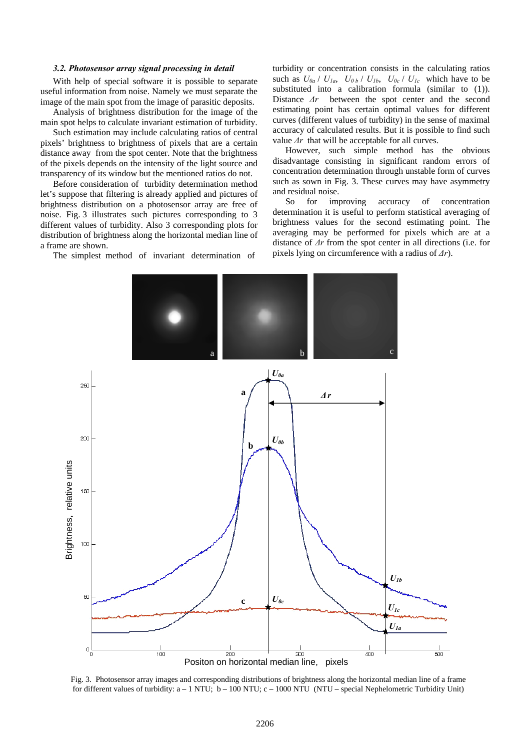### 3.2. Photosensor array signal processing in detail

With help of special software it is possible to separate useful information from noise. Namely we must separate the image of the main spot from the image of parasitic deposits.

Analysis of brightness distribution for the image of the main spot helps to calculate invariant estimation of turbidity.

Such estimation may include calculating ratios of central pixels' brightness to brightness of pixels that are a certain distance away from the spot center. Note that the brightness of the pixels depends on the intensity of the light source and transparency of its window but the mentioned ratios do not.

Before consideration of turbidity determination method let's suppose that filtering is already applied and pictures of brightness distribution on a photosensor array are free of noise. Fig. 3 illustrates such pictures corresponding to 3 different values of turbidity. Also 3 corresponding plots for distribution of brightness along the horizontal median line of a frame are shown.

The simplest method of invariant determination of turbidity or concentration consists in the calculating ratios such as $U_{0a}$ / $U_{1a}$, $U_{0b}$ / $U_{1b}$, $U_{0c}$ / $U_{1c}$ which have to be substituted into a calibration formula (similar to (1)). Distance $\Delta r$ between the spot center and the second estimating point has certain optimal values for different curves (different values of turbidity) in the sense of maximal accuracy of calculated results. But it is possible to find such value $\Delta r$ that will be acceptable for all curves.

However, such simple method has the obvious disadvantage consisting in significant random errors of concentration determination through unstable form of curves such as sown in Fig. 3. These curves may have asymmetry and residual noise.

So for improving accuracy of concentration determination it is useful to perform statistical averaging of brightness values for the second estimating point. The averaging may be performed for pixels which are at a distance of $\Delta r$ from the spot center in all directions (i.e. for pixels lying on circumference with a radius of $\Delta r$).

Fig. 3. Photosensor array images and corresponding distributions of brightness along the horizontal median line of a frame for different values of turbidity: a – 1 NTU; b – 100 NTU; c – 1000 NTU (NTU – special Nephelometric Turbidity Unit)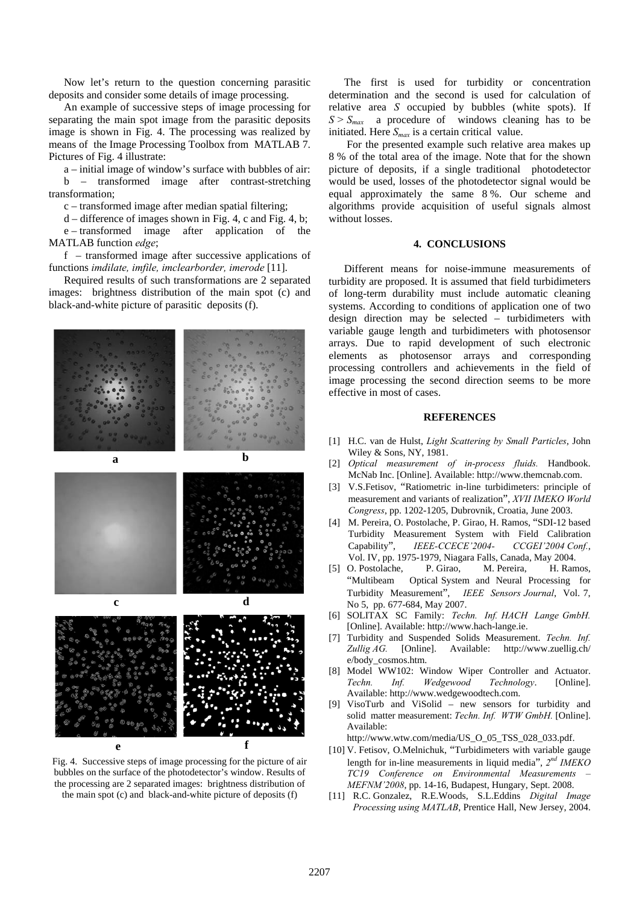Now let's return to the question concerning parasitic deposits and consider some details of image processing.

An example of successive steps of image processing for separating the main spot image from the parasitic deposits image is shown in Fig. 4. The processing was realized by means of the Image Processing Toolbox from MATLAB 7. Pictures of Fig. 4 illustrate:

a – initial image of window's surface with bubbles of air:

b – transformed image after contrast-stretching transformation;

c – transformed image after median spatial filtering;

d – difference of images shown in Fig. 4, c and Fig. 4, b;

e – transformed image after application of the MATLAB function *edge*;

f – transformed image after successive applications of functions *imdilate, imfile, imclearborder, imerode* [11].

Required results of such transformations are 2 separated images: brightness distribution of the main spot (c) and black-and-white picture of parasitic deposits (f).

a b c d e f

Fig. 4. Successive steps of image processing for the picture of air bubbles on the surface of the photodetector's window. Results of the processing are 2 separated images: brightness distribution of the main spot (c) and black-and-white picture of deposits (f)

The first is used for turbidity or concentration determination and the second is used for calculation of relative area $S$ occupied by bubbles (white spots). If $S > S_{max}$ a procedure of windows cleaning has to be initiated. Here $S_{max}$ is a certain critical value.

For the presented example such relative area makes up 8 % of the total area of the image. Note that for the shown picture of deposits, if a single traditional photodetector would be used, losses of the photodetector signal would be equal approximately the same 8 %. Our scheme and algorithms provide acquisition of useful signals almost without losses.

## 4. CONCLUSIONS

Different means for noise-immune measurements of turbidity are proposed. It is assumed that field turbidimeters of long-term durability must include automatic cleaning systems. According to conditions of application one of two design direction may be selected – turbidimeters with variable gauge length and turbidimeters with photosensor arrays. Due to rapid development of such electronic elements as photosensor arrays and corresponding processing controllers and achievements in the field of image processing the second direction seems to be more effective in most of cases.

## REFERENCES

[1] H.C. van de Hulst, *Light Scattering by Small Particles*, John Wiley & Sons, NY, 1981.

[2] *Optical measurement of in-process fluids.* Handbook. McNab Inc. [Online]. Available: http://www.themcnab.com.

[3] V.S.Fetisov, "Ratiometric in-line turbidimeters: principle of measurement and variants of realization", *XVII IMEKO World Congress*, pp. 1202-1205, Dubrovnik, Croatia, June 2003.

[4] M. Pereira, O. Postolache, P. Girao, H. Ramos, "SDI-12 based Turbidity Measurement System with Field Calibration Capability", *IEEE-CCECE'2004- CCGEI'2004 Conf.*, Vol. IV, pp. 1975-1979, Niagara Falls, Canada, May 2004.

[5] O. Postolache, P. Girao, M. Pereira, H. Ramos, "Multibeam Optical System and Neural Processing for Turbidity Measurement", *IEEE Sensors Journal*, Vol. 7, No 5, pp. 677-684, May 2007.

[6] SOLITAX SC Family: *Techn. Inf. HACH Lange GmbH.* [Online]. Available: http://www.hach-lange.ie.

[7] Turbidity and Suspended Solids Measurement. *Techn. Inf. Zullig AG.* [Online]. Available: http://www.zuellig.ch/e/body_cosmos.htm.

[8] Model WW102: Window Wiper Controller and Actuator. *Techn. Inf. Wedgewood Technology*. [Online]. Available: http://www.wedgewoodtech.com.

[9] VisoTurb and ViSolid – new sensors for turbidity and solid matter measurement: *Techn. Inf. WTW GmbH.* [Online]. Available: http://www.wtw.com/media/US_O_05_TSS_028_033.pdf.

[10] V. Fetisov, O.Melnichuk, "Turbidimeters with variable gauge length for in-line measurements in liquid media", *2nd IMEKO TC19 Conference on Environmental Measurements – MEFNM'2008*, pp. 14-16, Budapest, Hungary, Sept. 2008.

[11] R.C. Gonzalez, R.E.Woods, S.L.Eddins *Digital Image Processing using MATLAB*, Prentice Hall, New Jersey, 2004.